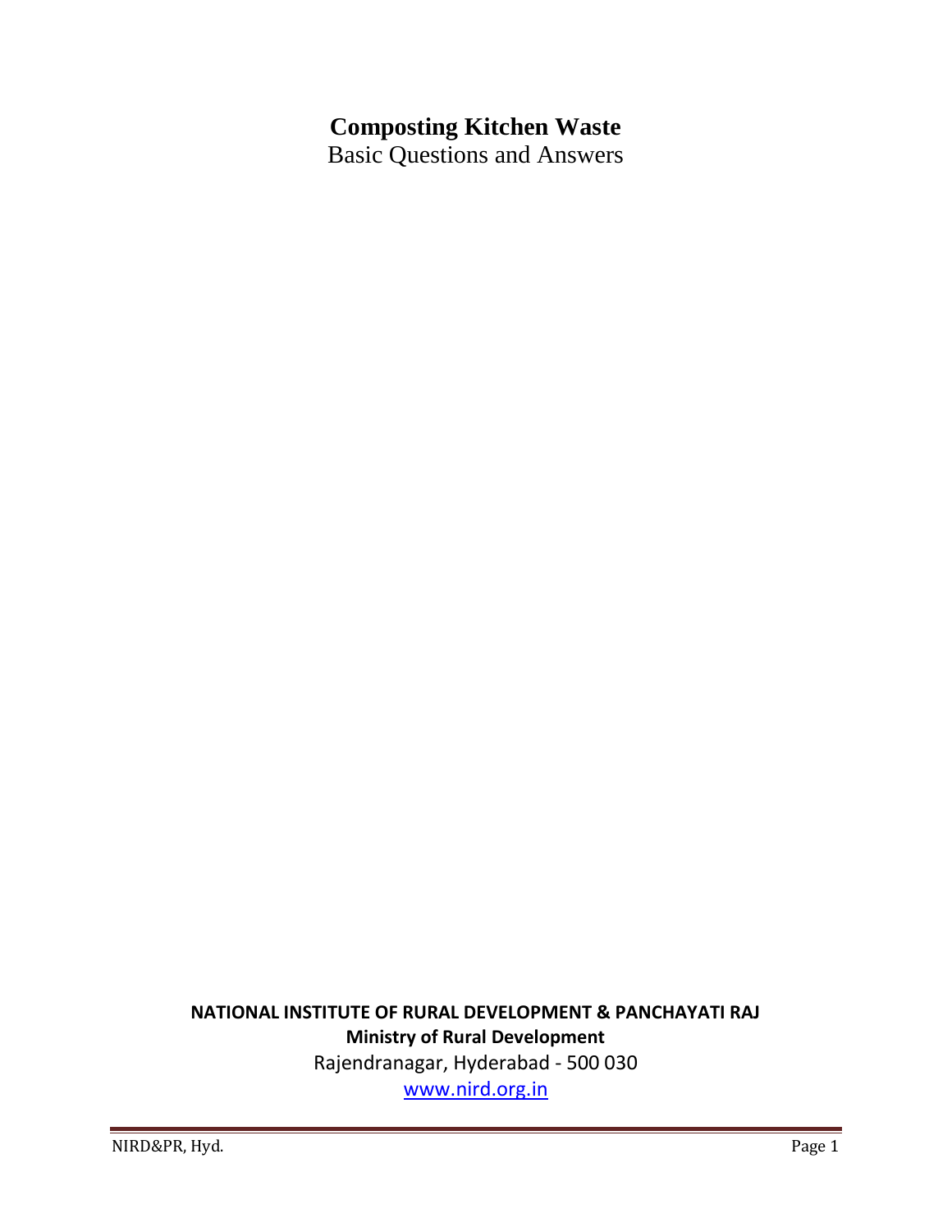# Composting Kitchen Waste

Basic Questions and Answers

**NATIONAL INSTITUTE OF RURAL DEVELOPMENT & PANCHAYATI RAJ**

**Ministry of Rural Development**

Rajendranagar, Hyderabad - 500 030

www.nird.org.in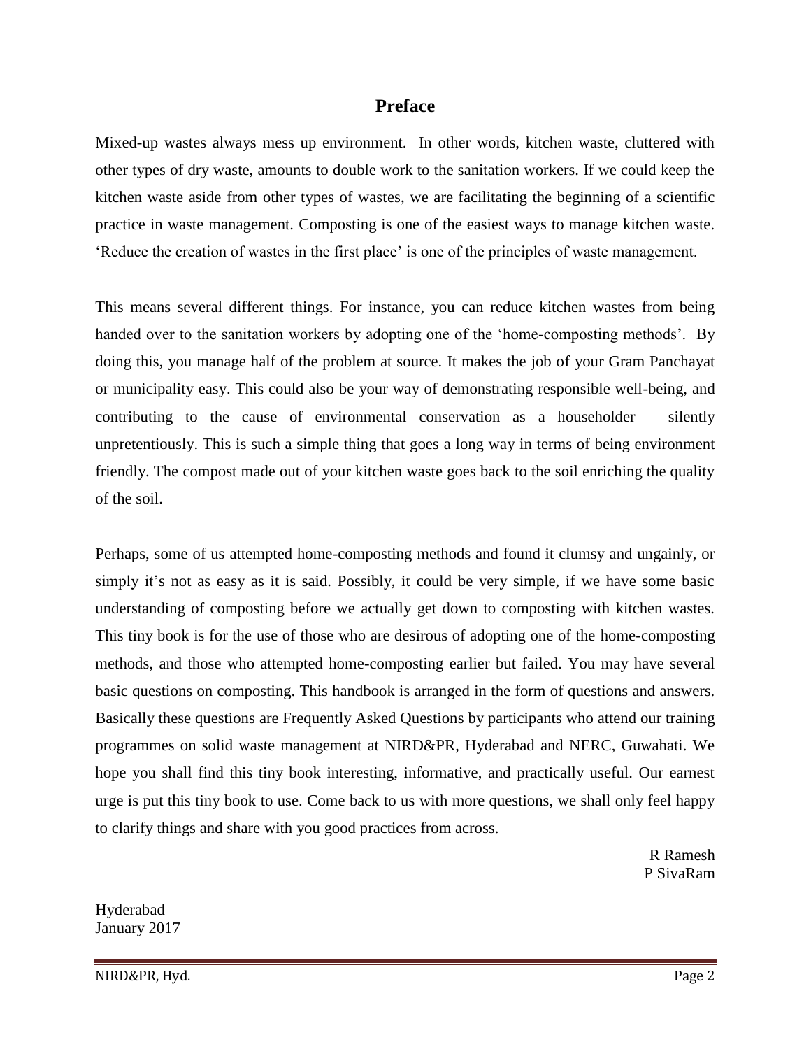## Preface

Mixed-up wastes always mess up environment. In other words, kitchen waste, cluttered with other types of dry waste, amounts to double work to the sanitation workers. If we could keep the kitchen waste aside from other types of wastes, we are facilitating the beginning of a scientific practice in waste management. Composting is one of the easiest ways to manage kitchen waste. 'Reduce the creation of wastes in the first place' is one of the principles of waste management.

This means several different things. For instance, you can reduce kitchen wastes from being handed over to the sanitation workers by adopting one of the 'home-composting methods'. By doing this, you manage half of the problem at source. It makes the job of your Gram Panchayat or municipality easy. This could also be your way of demonstrating responsible well-being, and contributing to the cause of environmental conservation as a householder – silently unpretentiously. This is such a simple thing that goes a long way in terms of being environment friendly. The compost made out of your kitchen waste goes back to the soil enriching the quality of the soil.

Perhaps, some of us attempted home-composting methods and found it clumsy and ungainly, or simply it's not as easy as it is said. Possibly, it could be very simple, if we have some basic understanding of composting before we actually get down to composting with kitchen wastes. This tiny book is for the use of those who are desirous of adopting one of the home-composting methods, and those who attempted home-composting earlier but failed. You may have several basic questions on composting. This handbook is arranged in the form of questions and answers. Basically these questions are Frequently Asked Questions by participants who attend our training programmes on solid waste management at NIRD&PR, Hyderabad and NERC, Guwahati. We hope you shall find this tiny book interesting, informative, and practically useful. Our earnest urge is put this tiny book to use. Come back to us with more questions, we shall only feel happy to clarify things and share with you good practices from across.

R Ramesh
P SivaRam

Hyderabad
January 2017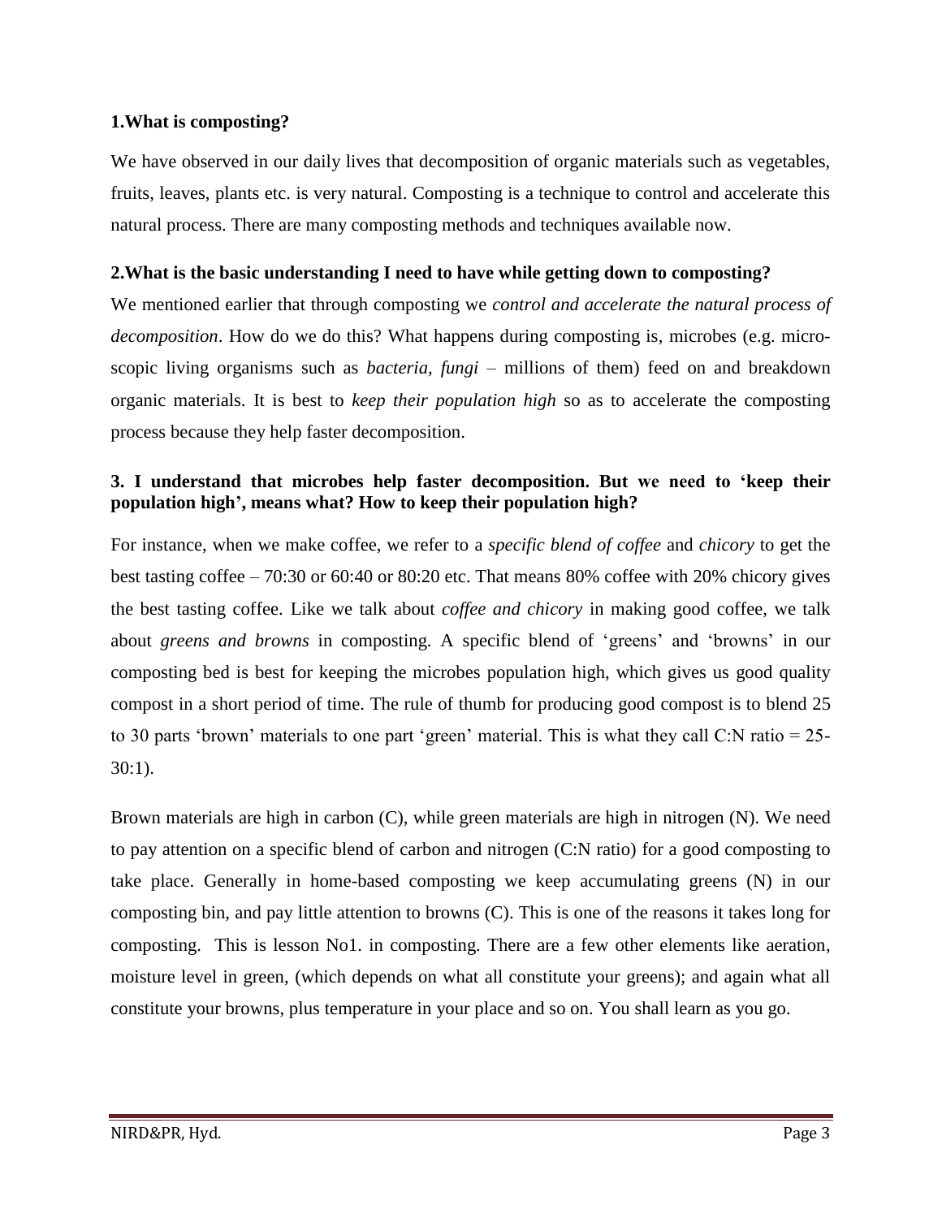**1.What is composting?**

We have observed in our daily lives that decomposition of organic materials such as vegetables, fruits, leaves, plants etc. is very natural. Composting is a technique to control and accelerate this natural process. There are many composting methods and techniques available now.

**2.What is the basic understanding I need to have while getting down to composting?**

We mentioned earlier that through composting we *control and accelerate the natural process of decomposition*. How do we do this? What happens during composting is, microbes (e.g. micro-scopic living organisms such as *bacteria, fungi* – millions of them) feed on and breakdown organic materials. It is best to *keep their population high* so as to accelerate the composting process because they help faster decomposition.

**3. I understand that microbes help faster decomposition. But we need to 'keep their population high', means what? How to keep their population high?**

For instance, when we make coffee, we refer to a *specific blend of coffee* and *chicory* to get the best tasting coffee – 70:30 or 60:40 or 80:20 etc. That means 80% coffee with 20% chicory gives the best tasting coffee. Like we talk about *coffee and chicory* in making good coffee, we talk about *greens and browns* in composting. A specific blend of 'greens' and 'browns' in our composting bed is best for keeping the microbes population high, which gives us good quality compost in a short period of time. The rule of thumb for producing good compost is to blend 25 to 30 parts 'brown' materials to one part 'green' material. This is what they call C:N ratio = 25-30:1).

Brown materials are high in carbon (C), while green materials are high in nitrogen (N). We need to pay attention on a specific blend of carbon and nitrogen (C:N ratio) for a good composting to take place. Generally in home-based composting we keep accumulating greens (N) in our composting bin, and pay little attention to browns (C). This is one of the reasons it takes long for composting. This is lesson No1. in composting. There are a few other elements like aeration, moisture level in green, (which depends on what all constitute your greens); and again what all constitute your browns, plus temperature in your place and so on. You shall learn as you go.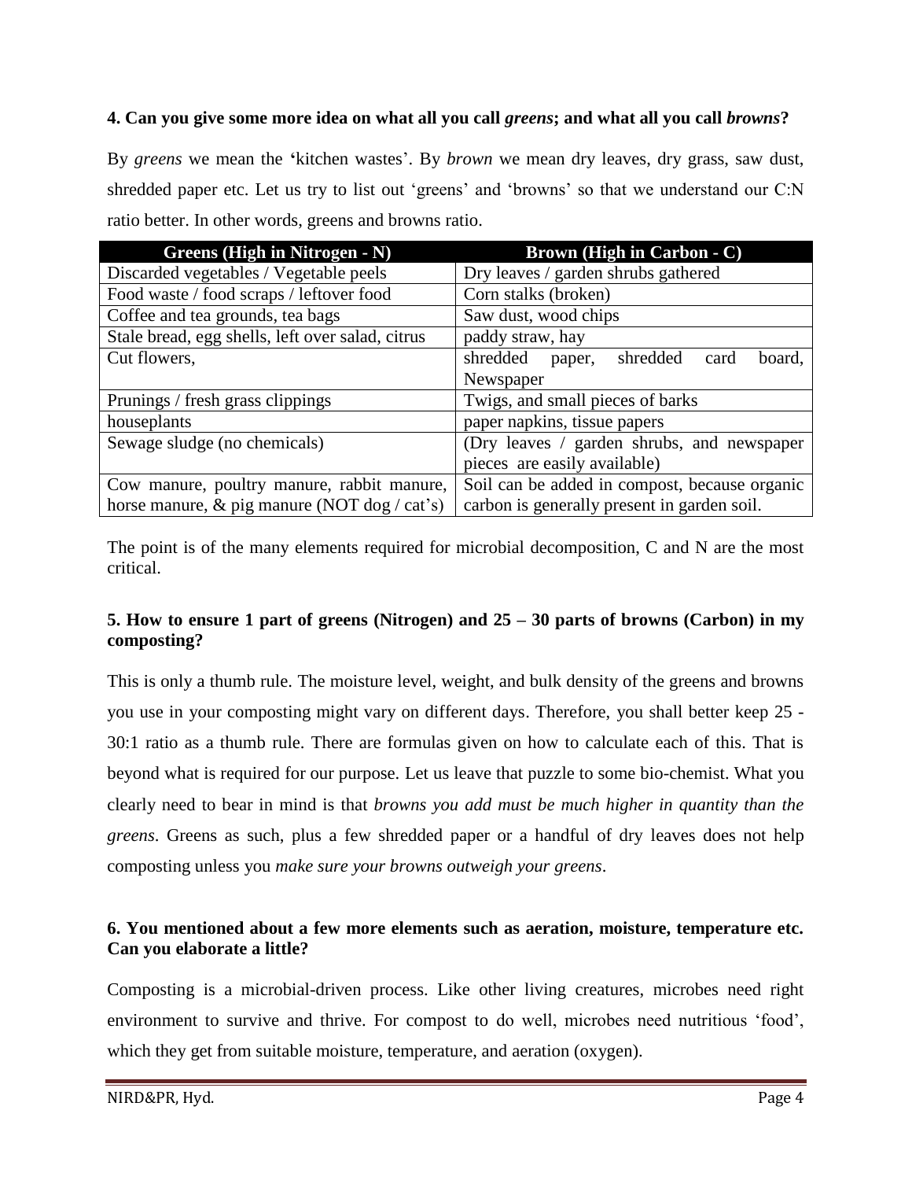**4. Can you give some more idea on what all you call *greens*; and what all you call *browns*?**

By *greens* we mean the 'kitchen wastes'. By *brown* we mean dry leaves, dry grass, saw dust, shredded paper etc. Let us try to list out 'greens' and 'browns' so that we understand our C:N ratio better. In other words, greens and browns ratio.

| Greens (High in Nitrogen - N) | Brown (High in Carbon - C) |
|---|---|
| Discarded vegetables / Vegetable peels | Dry leaves / garden shrubs gathered |
| Food waste / food scraps / leftover food | Corn stalks (broken) |
| Coffee and tea grounds, tea bags | Saw dust, wood chips |
| Stale bread, egg shells, left over salad, citrus | paddy straw, hay |
| Cut flowers, | shredded paper, shredded card board, Newspaper |
| Prunings / fresh grass clippings | Twigs, and small pieces of barks |
| houseplants | paper napkins, tissue papers |
| Sewage sludge (no chemicals) | (Dry leaves / garden shrubs, and newspaper pieces are easily available) |
| Cow manure, poultry manure, rabbit manure, horse manure, & pig manure (NOT dog / cat's) | Soil can be added in compost, because organic carbon is generally present in garden soil. |

The point is of the many elements required for microbial decomposition, C and N are the most critical.

**5. How to ensure 1 part of greens (Nitrogen) and 25 – 30 parts of browns (Carbon) in my composting?**

This is only a thumb rule. The moisture level, weight, and bulk density of the greens and browns you use in your composting might vary on different days. Therefore, you shall better keep 25 - 30:1 ratio as a thumb rule. There are formulas given on how to calculate each of this. That is beyond what is required for our purpose. Let us leave that puzzle to some bio-chemist. What you clearly need to bear in mind is that *browns you add must be much higher in quantity than the greens*. Greens as such, plus a few shredded paper or a handful of dry leaves does not help composting unless you *make sure your browns outweigh your greens*.

**6. You mentioned about a few more elements such as aeration, moisture, temperature etc. Can you elaborate a little?**

Composting is a microbial-driven process. Like other living creatures, microbes need right environment to survive and thrive. For compost to do well, microbes need nutritious 'food', which they get from suitable moisture, temperature, and aeration (oxygen).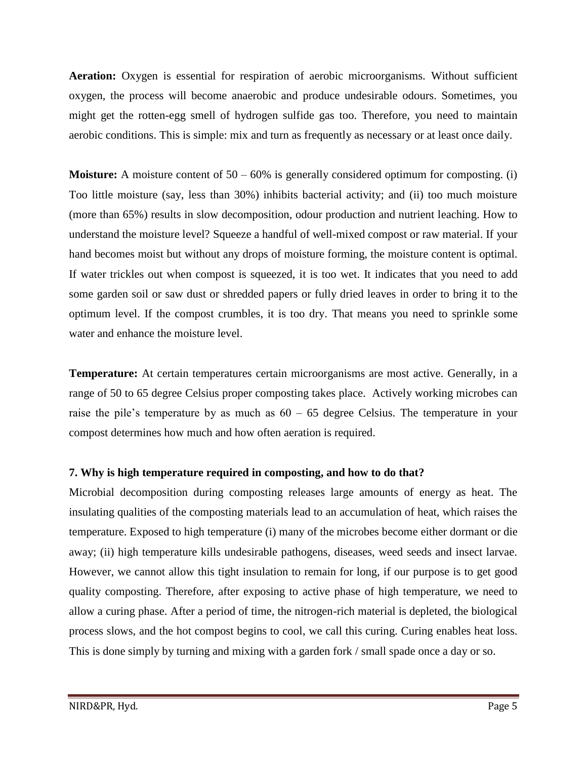**Aeration:** Oxygen is essential for respiration of aerobic microorganisms. Without sufficient oxygen, the process will become anaerobic and produce undesirable odours. Sometimes, you might get the rotten-egg smell of hydrogen sulfide gas too. Therefore, you need to maintain aerobic conditions. This is simple: mix and turn as frequently as necessary or at least once daily.

**Moisture:** A moisture content of 50 – 60% is generally considered optimum for composting. (i) Too little moisture (say, less than 30%) inhibits bacterial activity; and (ii) too much moisture (more than 65%) results in slow decomposition, odour production and nutrient leaching. How to understand the moisture level? Squeeze a handful of well-mixed compost or raw material. If your hand becomes moist but without any drops of moisture forming, the moisture content is optimal. If water trickles out when compost is squeezed, it is too wet. It indicates that you need to add some garden soil or saw dust or shredded papers or fully dried leaves in order to bring it to the optimum level. If the compost crumbles, it is too dry. That means you need to sprinkle some water and enhance the moisture level.

**Temperature:** At certain temperatures certain microorganisms are most active. Generally, in a range of 50 to 65 degree Celsius proper composting takes place. Actively working microbes can raise the pile's temperature by as much as 60 – 65 degree Celsius. The temperature in your compost determines how much and how often aeration is required.

**7. Why is high temperature required in composting, and how to do that?**

Microbial decomposition during composting releases large amounts of energy as heat. The insulating qualities of the composting materials lead to an accumulation of heat, which raises the temperature. Exposed to high temperature (i) many of the microbes become either dormant or die away; (ii) high temperature kills undesirable pathogens, diseases, weed seeds and insect larvae. However, we cannot allow this tight insulation to remain for long, if our purpose is to get good quality composting. Therefore, after exposing to active phase of high temperature, we need to allow a curing phase. After a period of time, the nitrogen-rich material is depleted, the biological process slows, and the hot compost begins to cool, we call this curing. Curing enables heat loss. This is done simply by turning and mixing with a garden fork / small spade once a day or so.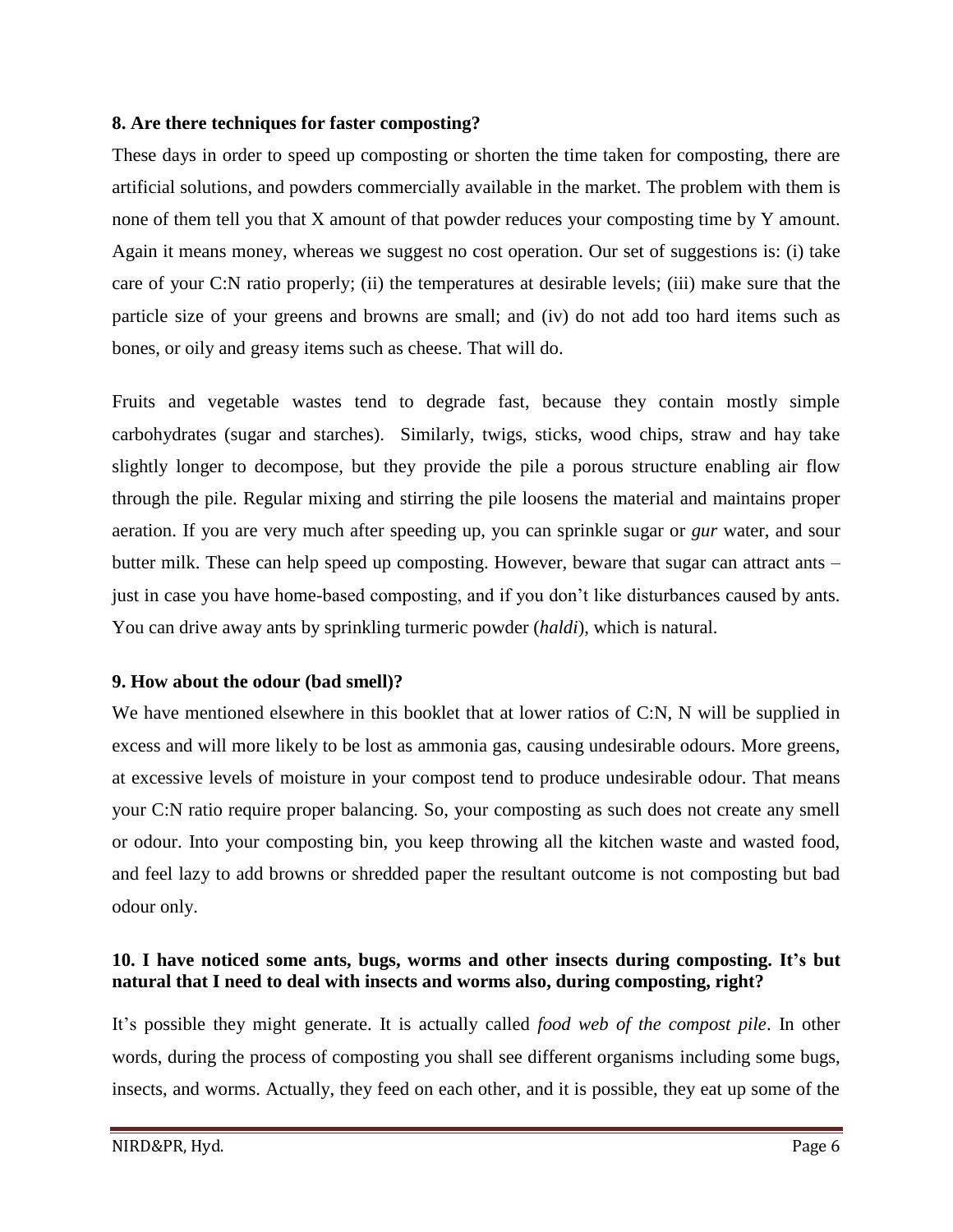**8. Are there techniques for faster composting?**

These days in order to speed up composting or shorten the time taken for composting, there are artificial solutions, and powders commercially available in the market. The problem with them is none of them tell you that X amount of that powder reduces your composting time by Y amount. Again it means money, whereas we suggest no cost operation. Our set of suggestions is: (i) take care of your C:N ratio properly; (ii) the temperatures at desirable levels; (iii) make sure that the particle size of your greens and browns are small; and (iv) do not add too hard items such as bones, or oily and greasy items such as cheese. That will do.

Fruits and vegetable wastes tend to degrade fast, because they contain mostly simple carbohydrates (sugar and starches). Similarly, twigs, sticks, wood chips, straw and hay take slightly longer to decompose, but they provide the pile a porous structure enabling air flow through the pile. Regular mixing and stirring the pile loosens the material and maintains proper aeration. If you are very much after speeding up, you can sprinkle sugar or *gur* water, and sour butter milk. These can help speed up composting. However, beware that sugar can attract ants – just in case you have home-based composting, and if you don't like disturbances caused by ants. You can drive away ants by sprinkling turmeric powder (*haldi*), which is natural.

**9. How about the odour (bad smell)?**

We have mentioned elsewhere in this booklet that at lower ratios of C:N, N will be supplied in excess and will more likely to be lost as ammonia gas, causing undesirable odours. More greens, at excessive levels of moisture in your compost tend to produce undesirable odour. That means your C:N ratio require proper balancing. So, your composting as such does not create any smell or odour. Into your composting bin, you keep throwing all the kitchen waste and wasted food, and feel lazy to add browns or shredded paper the resultant outcome is not composting but bad odour only.

**10. I have noticed some ants, bugs, worms and other insects during composting. It's but natural that I need to deal with insects and worms also, during composting, right?**

It's possible they might generate. It is actually called *food web of the compost pile*. In other words, during the process of composting you shall see different organisms including some bugs, insects, and worms. Actually, they feed on each other, and it is possible, they eat up some of the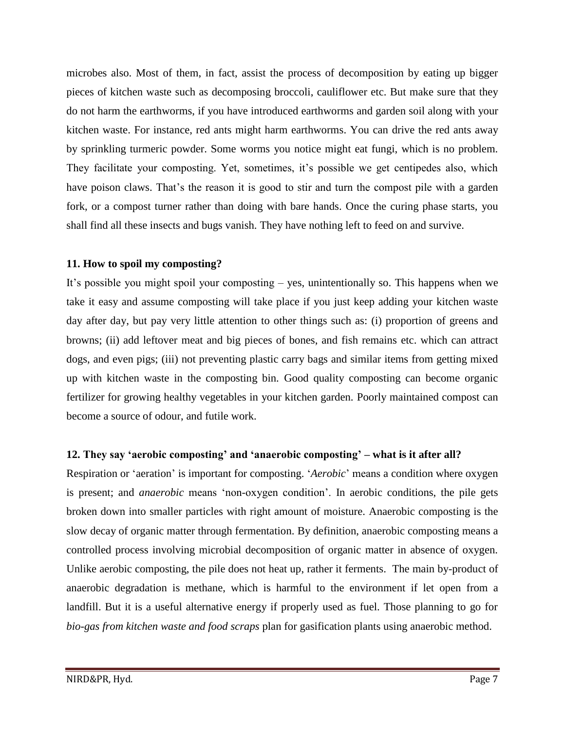microbes also. Most of them, in fact, assist the process of decomposition by eating up bigger pieces of kitchen waste such as decomposing broccoli, cauliflower etc. But make sure that they do not harm the earthworms, if you have introduced earthworms and garden soil along with your kitchen waste. For instance, red ants might harm earthworms. You can drive the red ants away by sprinkling turmeric powder. Some worms you notice might eat fungi, which is no problem. They facilitate your composting. Yet, sometimes, it's possible we get centipedes also, which have poison claws. That's the reason it is good to stir and turn the compost pile with a garden fork, or a compost turner rather than doing with bare hands. Once the curing phase starts, you shall find all these insects and bugs vanish. They have nothing left to feed on and survive.

**11. How to spoil my composting?**

It's possible you might spoil your composting – yes, unintentionally so. This happens when we take it easy and assume composting will take place if you just keep adding your kitchen waste day after day, but pay very little attention to other things such as: (i) proportion of greens and browns; (ii) add leftover meat and big pieces of bones, and fish remains etc. which can attract dogs, and even pigs; (iii) not preventing plastic carry bags and similar items from getting mixed up with kitchen waste in the composting bin. Good quality composting can become organic fertilizer for growing healthy vegetables in your kitchen garden. Poorly maintained compost can become a source of odour, and futile work.

**12. They say 'aerobic composting' and 'anaerobic composting' – what is it after all?**

Respiration or 'aeration' is important for composting. '*Aerobic*' means a condition where oxygen is present; and *anaerobic* means 'non-oxygen condition'. In aerobic conditions, the pile gets broken down into smaller particles with right amount of moisture. Anaerobic composting is the slow decay of organic matter through fermentation. By definition, anaerobic composting means a controlled process involving microbial decomposition of organic matter in absence of oxygen. Unlike aerobic composting, the pile does not heat up, rather it ferments. The main by-product of anaerobic degradation is methane, which is harmful to the environment if let open from a landfill. But it is a useful alternative energy if properly used as fuel. Those planning to go for *bio-gas from kitchen waste and food scraps* plan for gasification plants using anaerobic method.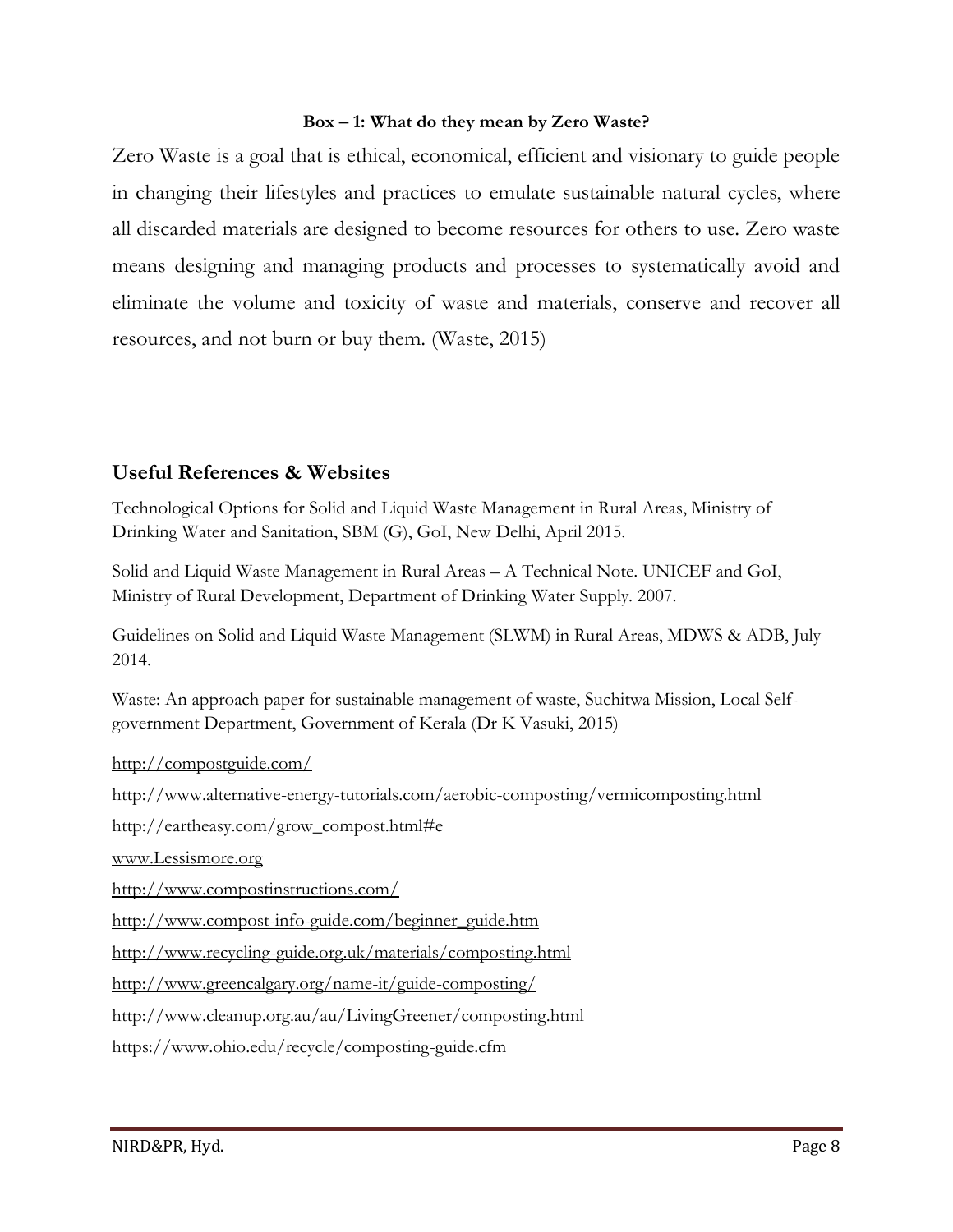**Box – 1: What do they mean by Zero Waste?**

Zero Waste is a goal that is ethical, economical, efficient and visionary to guide people in changing their lifestyles and practices to emulate sustainable natural cycles, where all discarded materials are designed to become resources for others to use. Zero waste means designing and managing products and processes to systematically avoid and eliminate the volume and toxicity of waste and materials, conserve and recover all resources, and not burn or buy them. (Waste, 2015)

## Useful References & Websites

Technological Options for Solid and Liquid Waste Management in Rural Areas, Ministry of Drinking Water and Sanitation, SBM (G), GoI, New Delhi, April 2015.

Solid and Liquid Waste Management in Rural Areas – A Technical Note. UNICEF and GoI, Ministry of Rural Development, Department of Drinking Water Supply. 2007.

Guidelines on Solid and Liquid Waste Management (SLWM) in Rural Areas, MDWS & ADB, July 2014.

Waste: An approach paper for sustainable management of waste, Suchitwa Mission, Local Self-government Department, Government of Kerala (Dr K Vasuki, 2015)

http://compostguide.com/

http://www.alternative-energy-tutorials.com/aerobic-composting/vermicomposting.html

http://eartheasy.com/grow_compost.html#e

www.Lessismore.org

http://www.compostinstructions.com/

http://www.compost-info-guide.com/beginner_guide.htm

http://www.recycling-guide.org.uk/materials/composting.html

http://www.greencalgary.org/name-it/guide-composting/

http://www.cleanup.org.au/au/LivingGreener/composting.html

https://www.ohio.edu/recycle/composting-guide.cfm